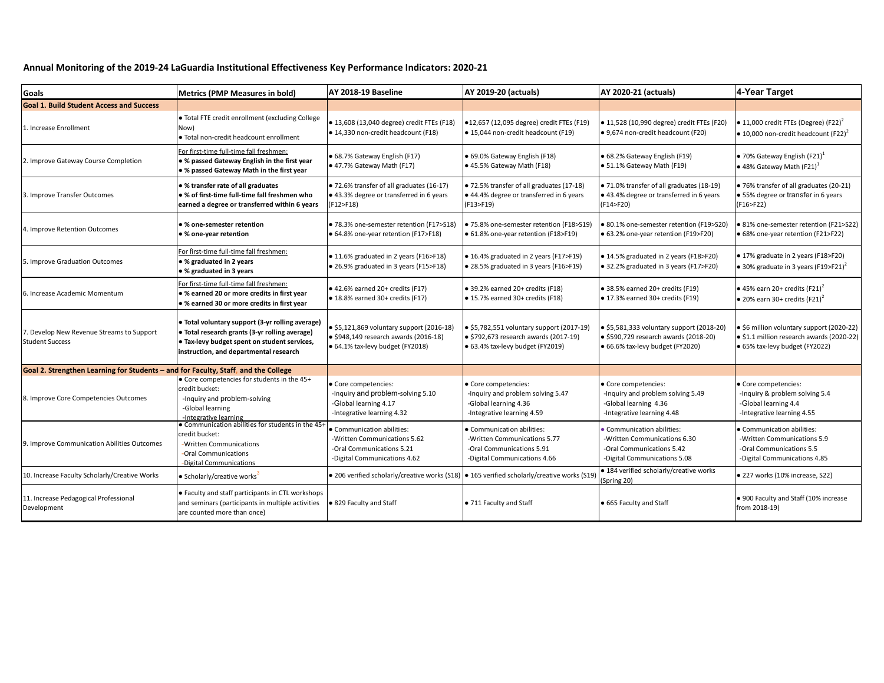## Annual Monitoring of the 2019-24 LaGuardia Institutional Effectiveness Key Performance Indicators: 2020-21

| Goals | Metrics (PMP Measures in bold) | AY 2018-19 Baseline | AY 2019-20 (actuals) | AY 2020-21 (actuals) | 4-Year Target |
|---|---|---|---|---|---|
| **Goal 1. Build Student Access and Success** | | | | | |
| 1. Increase Enrollment | • Total FTE credit enrollment (excluding College Now)<br>• Total non-credit headcount enrollment | • 13,608 (13,040 degree) credit FTEs (F18)<br>• 14,330 non-credit headcount (F18) | •12,657 (12,095 degree) credit FTEs (F19)<br>• 15,044 non-credit headcount (F19) | • 11,528 (10,990 degree) credit FTEs (F20)<br>• 9,674 non-credit headcount (F20) | • 11,000 credit FTEs (Degree) (F22)[2]<br>• 10,000 non-credit headcount (F22)[2] |
| 2. Improve Gateway Course Completion | For first-time full-time fall freshmen:<br>**• % passed Gateway English in the first year**<br>**• % passed Gateway Math in the first year** | • 68.7% Gateway English (F17)<br>• 47.7% Gateway Math (F17) | • 69.0% Gateway English (F18)<br>• 45.5% Gateway Math (F18) | • 68.2% Gateway English (F19)<br>• 51.1% Gateway Math (F19) | • 70% Gateway English (F21)[1]<br>• 48% Gateway Math (F21)[1] |
| 3. Improve Transfer Outcomes | **• % transfer rate of all graduates**<br>**• % of first-time full-time fall freshmen who earned a degree or transferred within 6 years** | • 72.6% transfer of all graduates (16-17)<br>• 43.3% degree or transferred in 6 years (F12>F18) | • 72.5% transfer of all graduates (17-18)<br>• 44.4% degree or transferred in 6 years (F13>F19) | • 71.0% transfer of all graduates (18-19)<br>• 43.4% degree or transferred in 6 years (F14>F20) | • 76% transfer of all graduates (20-21)<br>• 55% degree or transfer in 6 years (F16>F22) |
| 4. Improve Retention Outcomes | **• % one-semester retention**<br>**• % one-year retention** | • 78.3% one-semester retention (F17>S18)<br>• 64.8% one-year retention (F17>F18) | • 75.8% one-semester retention (F18>S19)<br>• 61.8% one-year retention (F18>F19) | • 80.1% one-semester retention (F19>S20)<br>• 63.2% one-year retention (F19>F20) | • 81% one-semester retention (F21>S22)<br>• 68% one-year retention (F21>F22) |
| 5. Improve Graduation Outcomes | For first-time full-time fall freshmen:<br>**• % graduated in 2 years**<br>**• % graduated in 3 years** | • 11.6% graduated in 2 years (F16>F18)<br>• 26.9% graduated in 3 years (F15>F18) | • 16.4% graduated in 2 years (F17>F19)<br>• 28.5% graduated in 3 years (F16>F19) | • 14.5% graduated in 2 years (F18>F20)<br>• 32.2% graduated in 3 years (F17>F20) | • 17% graduate in 2 years (F18>F20)<br>• 30% graduate in 3 years (F19>F21)[2] |
| 6. Increase Academic Momentum | For first-time full-time fall freshmen:<br>**• % earned 20 or more credits in first year**<br>**• % earned 30 or more credits in first year** | • 42.6% earned 20+ credits (F17)<br>• 18.8% earned 30+ credits (F17) | • 39.2% earned 20+ credits (F18)<br>• 15.7% earned 30+ credits (F18) | • 38.5% earned 20+ credits (F19)<br>• 17.3% earned 30+ credits (F19) | • 45% earn 20+ credits (F21)[2]<br>• 20% earn 30+ credits (F21)[2] |
| 7. Develop New Revenue Streams to Support Student Success | **• Total voluntary support (3-yr rolling average)**<br>**• Total research grants (3-yr rolling average)**<br>**• Tax-levy budget spent on student services, instruction, and departmental research** | • $5,121,869 voluntary support (2016-18)<br>• $948,149 research awards (2016-18)<br>• 64.1% tax-levy budget (FY2018) | • $5,782,551 voluntary support (2017-19)<br>• $792,673 research awards (2017-19)<br>• 63.4% tax-levy budget (FY2019) | • $5,581,333 voluntary support (2018-20)<br>• $590,729 research awards (2018-20)<br>• 66.6% tax-levy budget (FY2020) | • $6 million voluntary support (2020-22)<br>• $1.1 million research awards (2020-22)<br>• 65% tax-levy budget (FY2022) |
| **Goal 2. Strengthen Learning for Students – and for Faculty, Staff, and the College** | | | | | |
| 8. Improve Core Competencies Outcomes | • Core competencies for students in the 45+ credit bucket:<br>-Inquiry and problem-solving<br>-Global learning<br>-Integrative learning | • Core competencies:<br>-Inquiry and problem-solving 5.10<br>-Global learning 4.17<br>-Integrative learning 4.32 | • Core competencies:<br>-Inquiry and problem solving 5.47<br>-Global learning 4.36<br>-Integrative learning 4.59 | • Core competencies:<br>-Inquiry and problem solving 5.49<br>-Global learning 4.36<br>-Integrative learning 4.48 | • Core competencies:<br>-Inquiry & problem solving 5.4<br>-Global learning 4.4<br>-Integrative learning 4.55 |
| 9. Improve Communication Abilities Outcomes | • Communication abilities for students in the 45+ credit bucket:<br>-Written Communications<br>-Oral Communications<br>-Digital Communications | • Communication abilities:<br>-Written Communications 5.62<br>-Oral Communications 5.21<br>-Digital Communications 4.62 | • Communication abilities:<br>-Written Communications 5.77<br>-Oral Communications 5.91<br>-Digital Communications 4.66 | • Communication abilities:<br>-Written Communications 6.30<br>-Oral Communications 5.42<br>-Digital Communications 5.08 | • Communication abilities:<br>-Written Communications 5.9<br>-Oral Communications 5.5<br>-Digital Communications 4.85 |
| 10. Increase Faculty Scholarly/Creative Works | • Scholarly/creative works[3] | • 206 verified scholarly/creative works (S18) | • 165 verified scholarly/creative works (S19) | • 184 verified scholarly/creative works (Spring 20) | • 227 works (10% increase, S22) |
| 11. Increase Pedagogical Professional Development | • Faculty and staff participants in CTL workshops and seminars (participants in multiple activities are counted more than once) | • 829 Faculty and Staff | • 711 Faculty and Staff | • 665 Faculty and Staff | • 900 Faculty and Staff (10% increase from 2018-19) |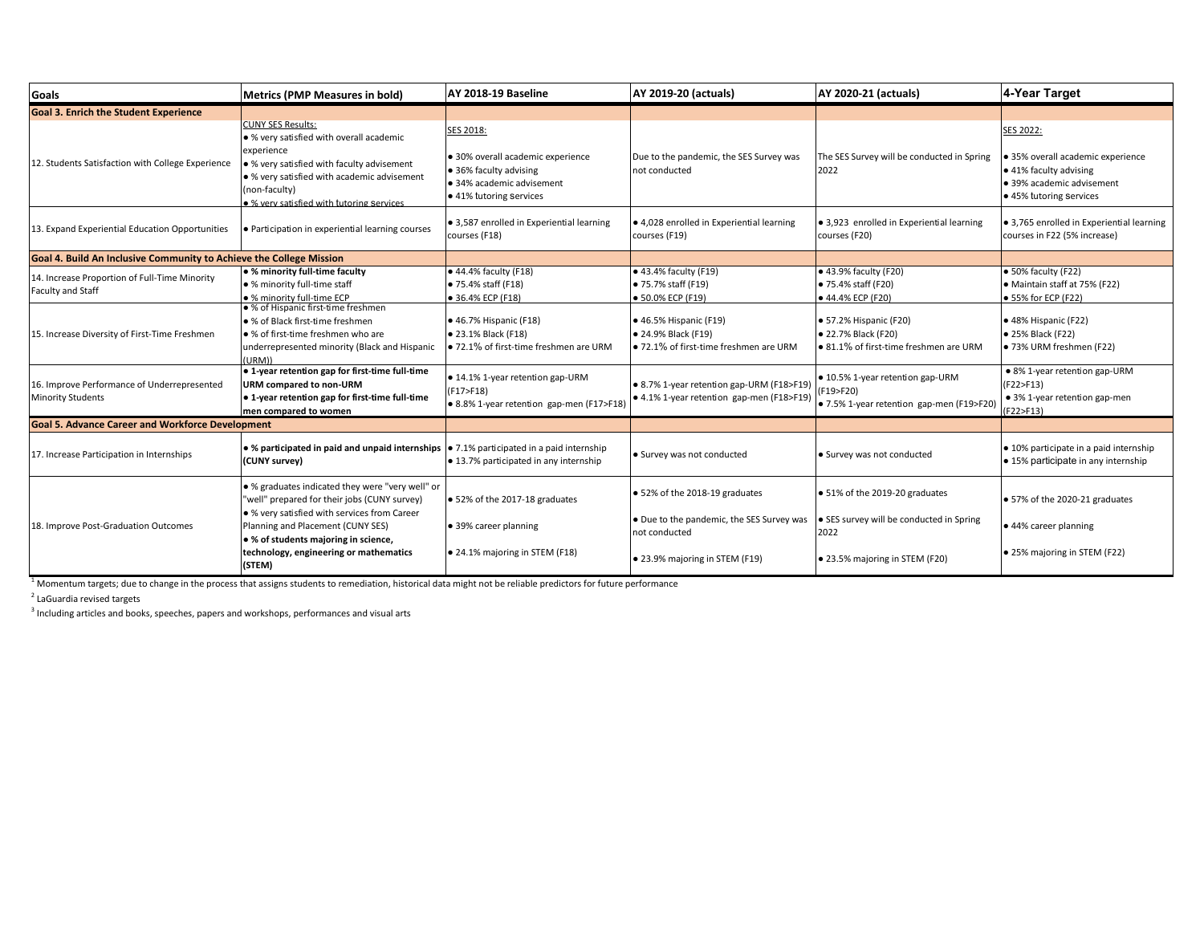| Goals | Metrics (PMP Measures in bold) | AY 2018-19 Baseline | AY 2019-20 (actuals) | AY 2020-21 (actuals) | 4-Year Target |
|---|---|---|---|---|---|
| **Goal 3. Enrich the Student Experience** | | | | | |
| 12. Students Satisfaction with College Experience | CUNY SES Results:<br>• % very satisfied with overall academic experience<br>• % very satisfied with faculty advisement<br>• % very satisfied with academic advisement (non-faculty)<br>• % very satisfied with tutoring services | SES 2018:<br>• 30% overall academic experience<br>• 36% faculty advising<br>• 34% academic advisement<br>• 41% tutoring services | Due to the pandemic, the SES Survey was not conducted | The SES Survey will be conducted in Spring 2022 | SES 2022:<br>• 35% overall academic experience<br>• 41% faculty advising<br>• 39% academic advisement<br>• 45% tutoring services |
| 13. Expand Experiential Education Opportunities | • Participation in experiential learning courses | • 3,587 enrolled in Experiential learning courses (F18) | • 4,028 enrolled in Experiential learning courses (F19) | • 3,923 enrolled in Experiential learning courses (F20) | • 3,765 enrolled in Experiential learning courses in F22 (5% increase) |
| **Goal 4. Build An Inclusive Community to Achieve the College Mission** | | | | | |
| 14. Increase Proportion of Full-Time Minority Faculty and Staff | • **% minority full-time faculty**<br>• % minority full-time staff<br>• % minority full-time ECP | • 44.4% faculty (F18)<br>• 75.4% staff (F18)<br>• 36.4% ECP (F18) | • 43.4% faculty (F19)<br>• 75.7% staff (F19)<br>• 50.0% ECP (F19) | • 43.9% faculty (F20)<br>• 75.4% staff (F20)<br>• 44.4% ECP (F20) | • 50% faculty (F22)<br>• Maintain staff at 75% (F22)<br>• 55% for ECP (F22) |
| 15. Increase Diversity of First-Time Freshmen | • % of Hispanic first-time freshmen<br>• % of Black first-time freshmen<br>• % of first-time freshmen who are underrepresented minority (Black and Hispanic (URM)) | • 46.7% Hispanic (F18)<br>• 23.1% Black (F18)<br>• 72.1% of first-time freshmen are URM | • 46.5% Hispanic (F19)<br>• 24.9% Black (F19)<br>• 72.1% of first-time freshmen are URM | • 57.2% Hispanic (F20)<br>• 22.7% Black (F20)<br>• 81.1% of first-time freshmen are URM | • 48% Hispanic (F22)<br>• 25% Black (F22)<br>• 73% URM freshmen (F22) |
| 16. Improve Performance of Underrepresented Minority Students | • **1-year retention gap for first-time full-time URM compared to non-URM**<br>• **1-year retention gap for first-time full-time men compared to women** | • 14.1% 1-year retention gap-URM (F17>F18)<br>• 8.8% 1-year retention gap-men (F17>F18) | • 8.7% 1-year retention gap-URM (F18>F19)<br>• 4.1% 1-year retention gap-men (F18>F19) | • 10.5% 1-year retention gap-URM (F19>F20)<br>• 7.5% 1-year retention gap-men (F19>F20) | • 8% 1-year retention gap-URM (F22>F13)<br>• 3% 1-year retention gap-men (F22>F13) |
| **Goal 5. Advance Career and Workforce Development** | | | | | |
| 17. Increase Participation in Internships | • **% participated in paid and unpaid internships (CUNY survey)** | • 7.1% participated in a paid internship<br>• 13.7% participated in any internship | • Survey was not conducted | • Survey was not conducted | • 10% participate in a paid internship<br>• 15% participate in any internship |
| 18. Improve Post-Graduation Outcomes | • % graduates indicated they were "very well" or "well" prepared for their jobs (CUNY survey)<br>• % very satisfied with services from Career Planning and Placement (CUNY SES)<br>• **% of students majoring in science, technology, engineering or mathematics (STEM)** | • 52% of the 2017-18 graduates<br>• 39% career planning<br>• 24.1% majoring in STEM (F18) | • 52% of the 2018-19 graduates<br>• Due to the pandemic, the SES Survey was not conducted<br>• 23.9% majoring in STEM (F19) | • 51% of the 2019-20 graduates<br>• SES survey will be conducted in Spring 2022<br>• 23.5% majoring in STEM (F20) | • 57% of the 2020-21 graduates<br>• 44% career planning<br>• 25% majoring in STEM (F22) |

[1] Momentum targets; due to change in the process that assigns students to remediation, historical data might not be reliable predictors for future performance

[2] LaGuardia revised targets

[3] Including articles and books, speeches, papers and workshops, performances and visual arts